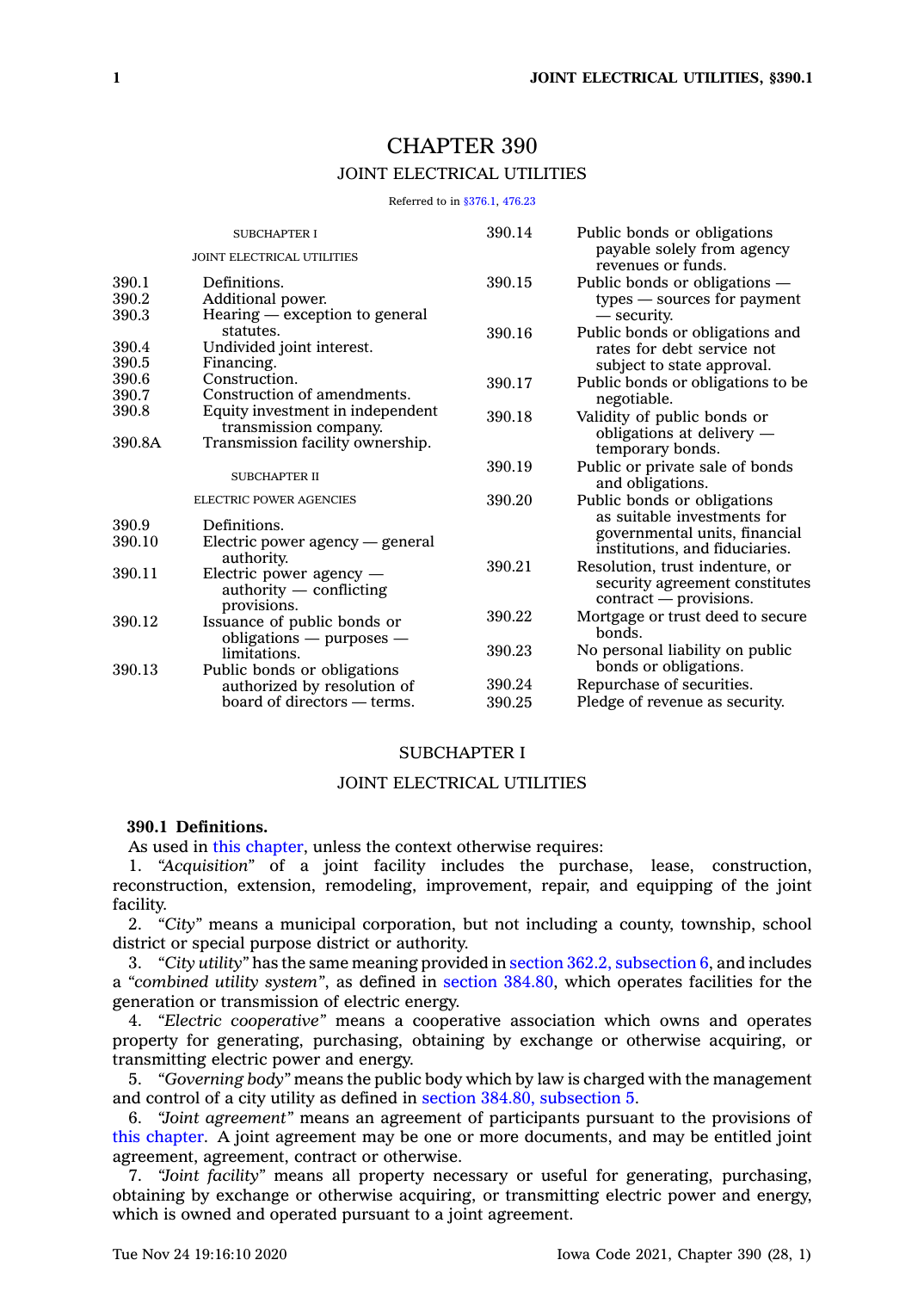# CHAPTER 390

## JOINT ELECTRICAL UTILITIES

Referred to in §376.1, 476.23

SUBCHAPTER I

JOINT ELECTRICAL UTILITIES

| | |
|---|---|
| 390.1 | Definitions. |
| 390.2 | Additional power. |
| 390.3 | Hearing — exception to general statutes. |
| 390.4 | Undivided joint interest. |
| 390.5 | Financing. |
| 390.6 | Construction. |
| 390.7 | Construction of amendments. |
| 390.8 | Equity investment in independent transmission company. |
| 390.8A | Transmission facility ownership. |

SUBCHAPTER II

ELECTRIC POWER AGENCIES

| | |
|---|---|
| 390.9 | Definitions. |
| 390.10 | Electric power agency — general authority. |
| 390.11 | Electric power agency — authority — conflicting provisions. |
| 390.12 | Issuance of public bonds or obligations — purposes — limitations. |
| 390.13 | Public bonds or obligations authorized by resolution of board of directors — terms. |
| 390.14 | Public bonds or obligations payable solely from agency revenues or funds. |
| 390.15 | Public bonds or obligations — types — sources for payment — security. |
| 390.16 | Public bonds or obligations and rates for debt service not subject to state approval. |
| 390.17 | Public bonds or obligations to be negotiable. |
| 390.18 | Validity of public bonds or obligations at delivery — temporary bonds. |
| 390.19 | Public or private sale of bonds and obligations. |
| 390.20 | Public bonds or obligations as suitable investments for governmental units, financial institutions, and fiduciaries. |
| 390.21 | Resolution, trust indenture, or security agreement constitutes contract — provisions. |
| 390.22 | Mortgage or trust deed to secure bonds. |
| 390.23 | No personal liability on public bonds or obligations. |
| 390.24 | Repurchase of securities. |
| 390.25 | Pledge of revenue as security. |

## SUBCHAPTER I

## JOINT ELECTRICAL UTILITIES

**390.1 Definitions.**

As used in this chapter, unless the context otherwise requires:

1. *"Acquisition"* of a joint facility includes the purchase, lease, construction, reconstruction, extension, remodeling, improvement, repair, and equipping of the joint facility.

2. *"City"* means a municipal corporation, but not including a county, township, school district or special purpose district or authority.

3. *"City utility"* has the same meaning provided in section 362.2, subsection 6, and includes a *"combined utility system"*, as defined in section 384.80, which operates facilities for the generation or transmission of electric energy.

4. *"Electric cooperative"* means a cooperative association which owns and operates property for generating, purchasing, obtaining by exchange or otherwise acquiring, or transmitting electric power and energy.

5. *"Governing body"* means the public body which by law is charged with the management and control of a city utility as defined in section 384.80, subsection 5.

6. *"Joint agreement"* means an agreement of participants pursuant to the provisions of this chapter. A joint agreement may be one or more documents, and may be entitled joint agreement, agreement, contract or otherwise.

7. *"Joint facility"* means all property necessary or useful for generating, purchasing, obtaining by exchange or otherwise acquiring, or transmitting electric power and energy, which is owned and operated pursuant to a joint agreement.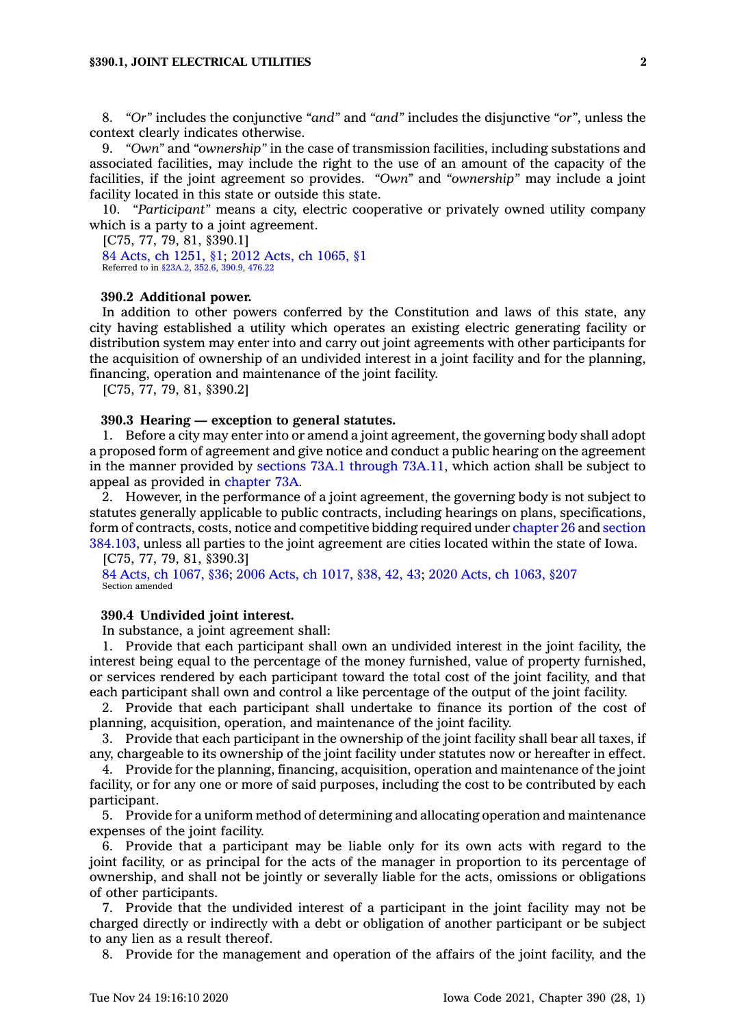8. *"Or"* includes the conjunctive *"and"* and *"and"* includes the disjunctive *"or"*, unless the context clearly indicates otherwise.

9. *"Own"* and *"ownership"* in the case of transmission facilities, including substations and associated facilities, may include the right to the use of an amount of the capacity of the facilities, if the joint agreement so provides. *"Own"* and *"ownership"* may include a joint facility located in this state or outside this state.

10. *"Participant"* means a city, electric cooperative or privately owned utility company which is a party to a joint agreement.

[C75, 77, 79, 81, §390.1]

84 Acts, ch 1251, §1; 2012 Acts, ch 1065, §1
Referred to in §23A.2, 352.6, 390.9, 476.22

**390.2 Additional power.**

In addition to other powers conferred by the Constitution and laws of this state, any city having established a utility which operates an existing electric generating facility or distribution system may enter into and carry out joint agreements with other participants for the acquisition of ownership of an undivided interest in a joint facility and for the planning, financing, operation and maintenance of the joint facility.

[C75, 77, 79, 81, §390.2]

**390.3 Hearing — exception to general statutes.**

1. Before a city may enter into or amend a joint agreement, the governing body shall adopt a proposed form of agreement and give notice and conduct a public hearing on the agreement in the manner provided by sections 73A.1 through 73A.11, which action shall be subject to appeal as provided in chapter 73A.

2. However, in the performance of a joint agreement, the governing body is not subject to statutes generally applicable to public contracts, including hearings on plans, specifications, form of contracts, costs, notice and competitive bidding required under chapter 26 and section 384.103, unless all parties to the joint agreement are cities located within the state of Iowa.

[C75, 77, 79, 81, §390.3]

84 Acts, ch 1067, §36; 2006 Acts, ch 1017, §38, 42, 43; 2020 Acts, ch 1063, §207
Section amended

**390.4 Undivided joint interest.**

In substance, a joint agreement shall:

1. Provide that each participant shall own an undivided interest in the joint facility, the interest being equal to the percentage of the money furnished, value of property furnished, or services rendered by each participant toward the total cost of the joint facility, and that each participant shall own and control a like percentage of the output of the joint facility.

2. Provide that each participant shall undertake to finance its portion of the cost of planning, acquisition, operation, and maintenance of the joint facility.

3. Provide that each participant in the ownership of the joint facility shall bear all taxes, if any, chargeable to its ownership of the joint facility under statutes now or hereafter in effect.

4. Provide for the planning, financing, acquisition, operation and maintenance of the joint facility, or for any one or more of said purposes, including the cost to be contributed by each participant.

5. Provide for a uniform method of determining and allocating operation and maintenance expenses of the joint facility.

6. Provide that a participant may be liable only for its own acts with regard to the joint facility, or as principal for the acts of the manager in proportion to its percentage of ownership, and shall not be jointly or severally liable for the acts, omissions or obligations of other participants.

7. Provide that the undivided interest of a participant in the joint facility may not be charged directly or indirectly with a debt or obligation of another participant or be subject to any lien as a result thereof.

8. Provide for the management and operation of the affairs of the joint facility, and the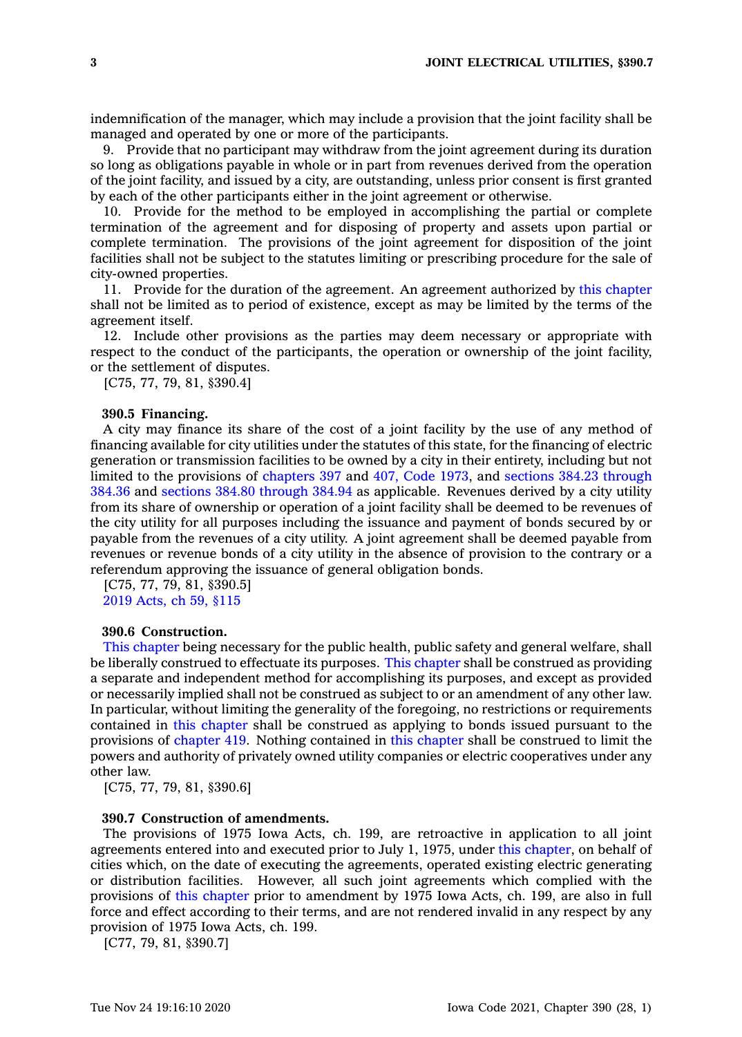indemnification of the manager, which may include a provision that the joint facility shall be managed and operated by one or more of the participants.

9. Provide that no participant may withdraw from the joint agreement during its duration so long as obligations payable in whole or in part from revenues derived from the operation of the joint facility, and issued by a city, are outstanding, unless prior consent is first granted by each of the other participants either in the joint agreement or otherwise.

10. Provide for the method to be employed in accomplishing the partial or complete termination of the agreement and for disposing of property and assets upon partial or complete termination. The provisions of the joint agreement for disposition of the joint facilities shall not be subject to the statutes limiting or prescribing procedure for the sale of city-owned properties.

11. Provide for the duration of the agreement. An agreement authorized by this chapter shall not be limited as to period of existence, except as may be limited by the terms of the agreement itself.

12. Include other provisions as the parties may deem necessary or appropriate with respect to the conduct of the participants, the operation or ownership of the joint facility, or the settlement of disputes.

[C75, 77, 79, 81, §390.4]

**390.5 Financing.**

A city may finance its share of the cost of a joint facility by the use of any method of financing available for city utilities under the statutes of this state, for the financing of electric generation or transmission facilities to be owned by a city in their entirety, including but not limited to the provisions of chapters 397 and 407, Code 1973, and sections 384.23 through 384.36 and sections 384.80 through 384.94 as applicable. Revenues derived by a city utility from its share of ownership or operation of a joint facility shall be deemed to be revenues of the city utility for all purposes including the issuance and payment of bonds secured by or payable from the revenues of a city utility. A joint agreement shall be deemed payable from revenues or revenue bonds of a city utility in the absence of provision to the contrary or a referendum approving the issuance of general obligation bonds.

[C75, 77, 79, 81, §390.5]

2019 Acts, ch 59, §115

**390.6 Construction.**

This chapter being necessary for the public health, public safety and general welfare, shall be liberally construed to effectuate its purposes. This chapter shall be construed as providing a separate and independent method for accomplishing its purposes, and except as provided or necessarily implied shall not be construed as subject to or an amendment of any other law. In particular, without limiting the generality of the foregoing, no restrictions or requirements contained in this chapter shall be construed as applying to bonds issued pursuant to the provisions of chapter 419. Nothing contained in this chapter shall be construed to limit the powers and authority of privately owned utility companies or electric cooperatives under any other law.

[C75, 77, 79, 81, §390.6]

**390.7 Construction of amendments.**

The provisions of 1975 Iowa Acts, ch. 199, are retroactive in application to all joint agreements entered into and executed prior to July 1, 1975, under this chapter, on behalf of cities which, on the date of executing the agreements, operated existing electric generating or distribution facilities. However, all such joint agreements which complied with the provisions of this chapter prior to amendment by 1975 Iowa Acts, ch. 199, are also in full force and effect according to their terms, and are not rendered invalid in any respect by any provision of 1975 Iowa Acts, ch. 199.

[C77, 79, 81, §390.7]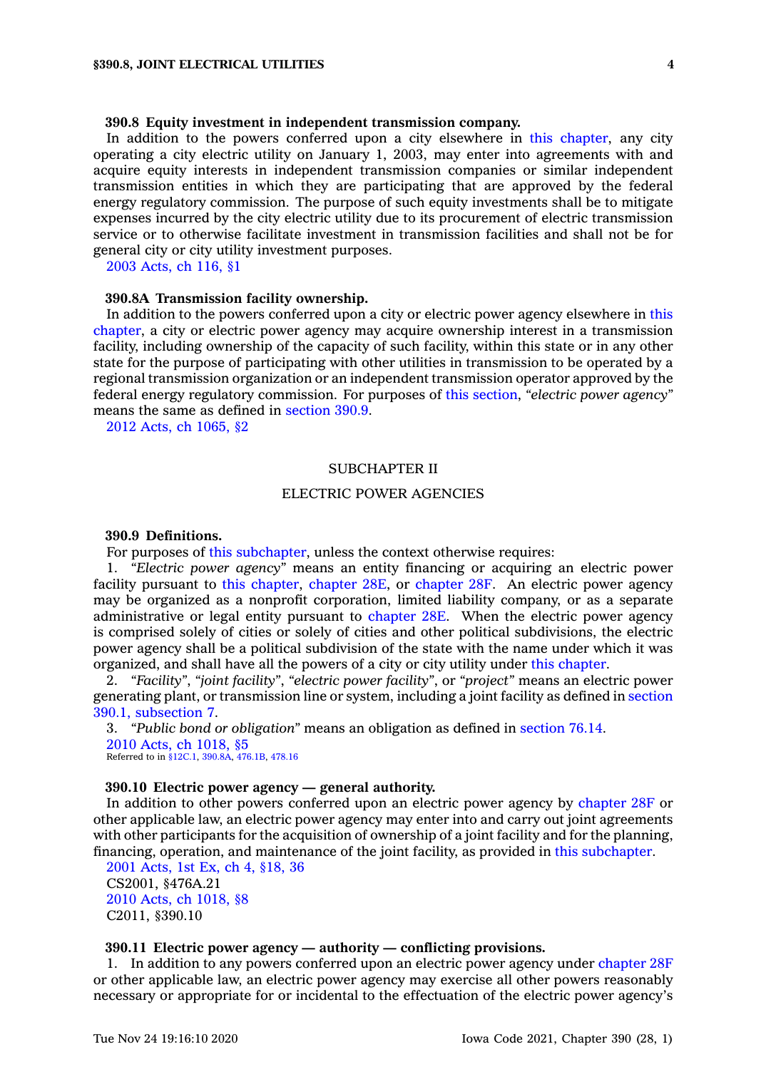**390.8 Equity investment in independent transmission company.**

In addition to the powers conferred upon a city elsewhere in this chapter, any city operating a city electric utility on January 1, 2003, may enter into agreements with and acquire equity interests in independent transmission companies or similar independent transmission entities in which they are participating that are approved by the federal energy regulatory commission. The purpose of such equity investments shall be to mitigate expenses incurred by the city electric utility due to its procurement of electric transmission service or to otherwise facilitate investment in transmission facilities and shall not be for general city or city utility investment purposes.

2003 Acts, ch 116, §1

**390.8A Transmission facility ownership.**

In addition to the powers conferred upon a city or electric power agency elsewhere in this chapter, a city or electric power agency may acquire ownership interest in a transmission facility, including ownership of the capacity of such facility, within this state or in any other state for the purpose of participating with other utilities in transmission to be operated by a regional transmission organization or an independent transmission operator approved by the federal energy regulatory commission. For purposes of this section, *"electric power agency"* means the same as defined in section 390.9.

2012 Acts, ch 1065, §2

## SUBCHAPTER II

## ELECTRIC POWER AGENCIES

**390.9 Definitions.**

For purposes of this subchapter, unless the context otherwise requires:

1. *"Electric power agency"* means an entity financing or acquiring an electric power facility pursuant to this chapter, chapter 28E, or chapter 28F. An electric power agency may be organized as a nonprofit corporation, limited liability company, or as a separate administrative or legal entity pursuant to chapter 28E. When the electric power agency is comprised solely of cities or solely of cities and other political subdivisions, the electric power agency shall be a political subdivision of the state with the name under which it was organized, and shall have all the powers of a city or city utility under this chapter.

2. *"Facility"*, *"joint facility"*, *"electric power facility"*, or *"project"* means an electric power generating plant, or transmission line or system, including a joint facility as defined in section 390.1, subsection 7.

3. *"Public bond or obligation"* means an obligation as defined in section 76.14.

2010 Acts, ch 1018, §5

Referred to in §12C.1, 390.8A, 476.1B, 478.16

**390.10 Electric power agency — general authority.**

In addition to other powers conferred upon an electric power agency by chapter 28F or other applicable law, an electric power agency may enter into and carry out joint agreements with other participants for the acquisition of ownership of a joint facility and for the planning, financing, operation, and maintenance of the joint facility, as provided in this subchapter.

2001 Acts, 1st Ex, ch 4, §18, 36

CS2001, §476A.21

2010 Acts, ch 1018, §8

C2011, §390.10

**390.11 Electric power agency — authority — conflicting provisions.**

1. In addition to any powers conferred upon an electric power agency under chapter 28F or other applicable law, an electric power agency may exercise all other powers reasonably necessary or appropriate for or incidental to the effectuation of the electric power agency's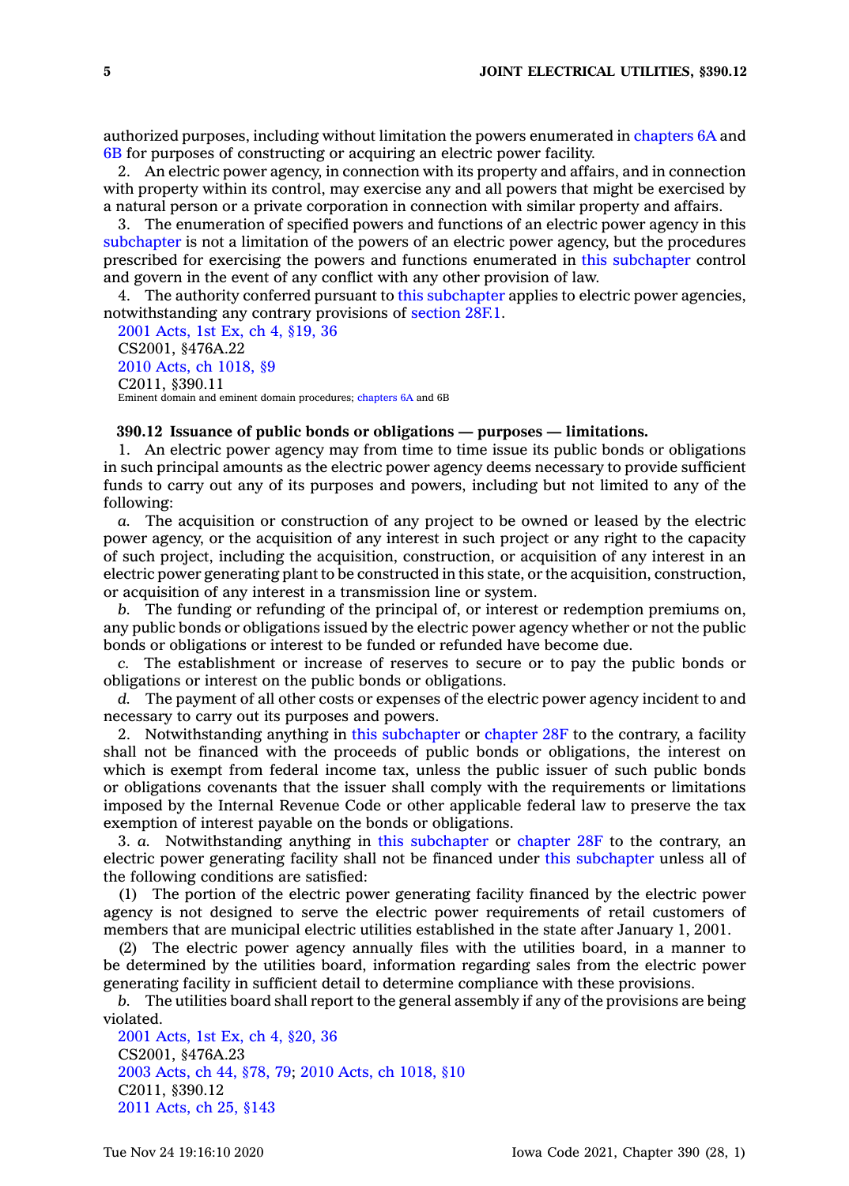authorized purposes, including without limitation the powers enumerated in chapters 6A and 6B for purposes of constructing or acquiring an electric power facility.

2. An electric power agency, in connection with its property and affairs, and in connection with property within its control, may exercise any and all powers that might be exercised by a natural person or a private corporation in connection with similar property and affairs.

3. The enumeration of specified powers and functions of an electric power agency in this subchapter is not a limitation of the powers of an electric power agency, but the procedures prescribed for exercising the powers and functions enumerated in this subchapter control and govern in the event of any conflict with any other provision of law.

4. The authority conferred pursuant to this subchapter applies to electric power agencies, notwithstanding any contrary provisions of section 28F.1.

2001 Acts, 1st Ex, ch 4, §19, 36
CS2001, §476A.22
2010 Acts, ch 1018, §9
C2011, §390.11
Eminent domain and eminent domain procedures; chapters 6A and 6B

**390.12 Issuance of public bonds or obligations — purposes — limitations.**

1. An electric power agency may from time to time issue its public bonds or obligations in such principal amounts as the electric power agency deems necessary to provide sufficient funds to carry out any of its purposes and powers, including but not limited to any of the following:

*a.* The acquisition or construction of any project to be owned or leased by the electric power agency, or the acquisition of any interest in such project or any right to the capacity of such project, including the acquisition, construction, or acquisition of any interest in an electric power generating plant to be constructed in this state, or the acquisition, construction, or acquisition of any interest in a transmission line or system.

*b.* The funding or refunding of the principal of, or interest or redemption premiums on, any public bonds or obligations issued by the electric power agency whether or not the public bonds or obligations or interest to be funded or refunded have become due.

*c.* The establishment or increase of reserves to secure or to pay the public bonds or obligations or interest on the public bonds or obligations.

*d.* The payment of all other costs or expenses of the electric power agency incident to and necessary to carry out its purposes and powers.

2. Notwithstanding anything in this subchapter or chapter 28F to the contrary, a facility shall not be financed with the proceeds of public bonds or obligations, the interest on which is exempt from federal income tax, unless the public issuer of such public bonds or obligations covenants that the issuer shall comply with the requirements or limitations imposed by the Internal Revenue Code or other applicable federal law to preserve the tax exemption of interest payable on the bonds or obligations.

3. *a.* Notwithstanding anything in this subchapter or chapter 28F to the contrary, an electric power generating facility shall not be financed under this subchapter unless all of the following conditions are satisfied:

(1) The portion of the electric power generating facility financed by the electric power agency is not designed to serve the electric power requirements of retail customers of members that are municipal electric utilities established in the state after January 1, 2001.

(2) The electric power agency annually files with the utilities board, in a manner to be determined by the utilities board, information regarding sales from the electric power generating facility in sufficient detail to determine compliance with these provisions.

*b.* The utilities board shall report to the general assembly if any of the provisions are being violated.

2001 Acts, 1st Ex, ch 4, §20, 36
CS2001, §476A.23
2003 Acts, ch 44, §78, 79; 2010 Acts, ch 1018, §10
C2011, §390.12
2011 Acts, ch 25, §143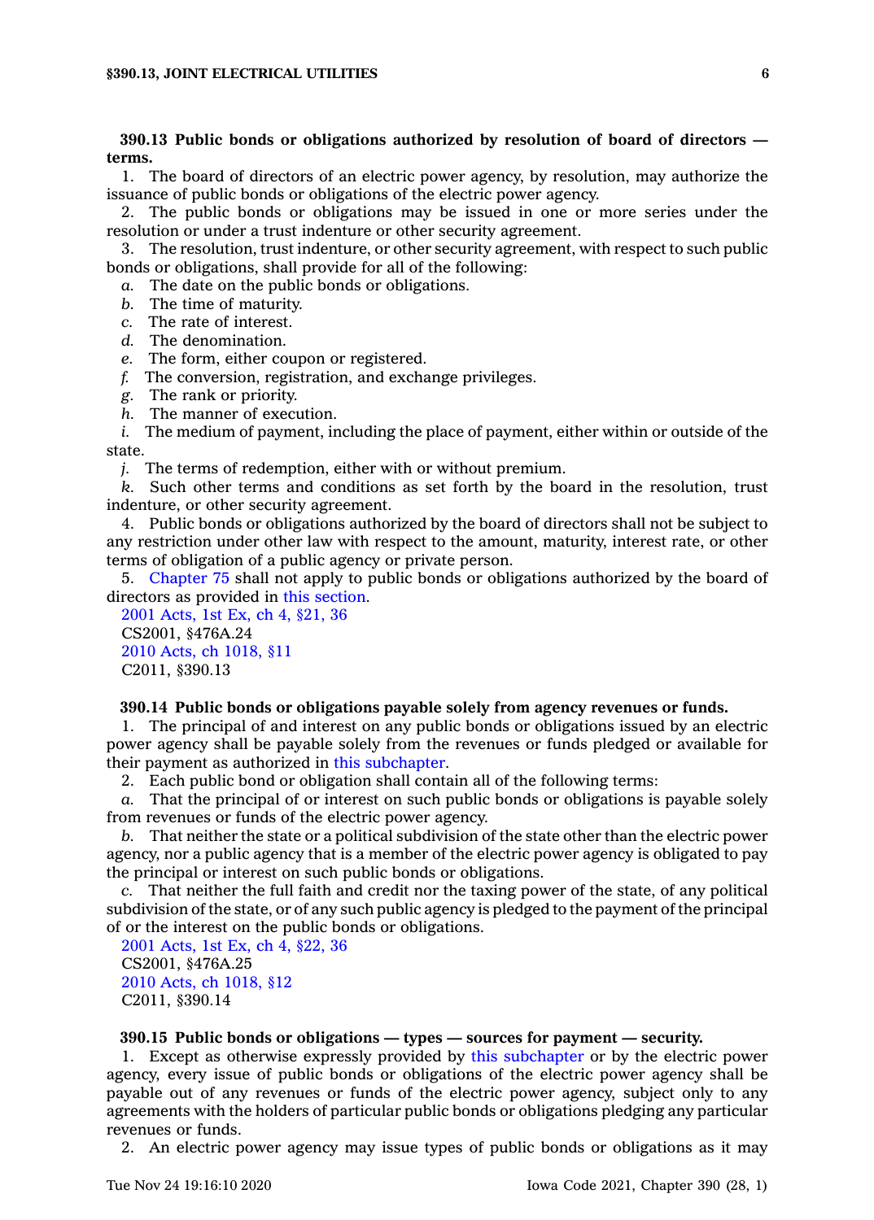**390.13 Public bonds or obligations authorized by resolution of board of directors — terms.**

1. The board of directors of an electric power agency, by resolution, may authorize the issuance of public bonds or obligations of the electric power agency.

2. The public bonds or obligations may be issued in one or more series under the resolution or under a trust indenture or other security agreement.

3. The resolution, trust indenture, or other security agreement, with respect to such public bonds or obligations, shall provide for all of the following:

*a.* The date on the public bonds or obligations.

*b.* The time of maturity.

*c.* The rate of interest.

*d.* The denomination.

*e.* The form, either coupon or registered.

*f.* The conversion, registration, and exchange privileges.

*g.* The rank or priority.

*h.* The manner of execution.

*i.* The medium of payment, including the place of payment, either within or outside of the state.

*j.* The terms of redemption, either with or without premium.

*k.* Such other terms and conditions as set forth by the board in the resolution, trust indenture, or other security agreement.

4. Public bonds or obligations authorized by the board of directors shall not be subject to any restriction under other law with respect to the amount, maturity, interest rate, or other terms of obligation of a public agency or private person.

5. Chapter 75 shall not apply to public bonds or obligations authorized by the board of directors as provided in this section.

2001 Acts, 1st Ex, ch 4, §21, 36
CS2001, §476A.24
2010 Acts, ch 1018, §11
C2011, §390.13

**390.14 Public bonds or obligations payable solely from agency revenues or funds.**

1. The principal of and interest on any public bonds or obligations issued by an electric power agency shall be payable solely from the revenues or funds pledged or available for their payment as authorized in this subchapter.

2. Each public bond or obligation shall contain all of the following terms:

*a.* That the principal of or interest on such public bonds or obligations is payable solely from revenues or funds of the electric power agency.

*b.* That neither the state or a political subdivision of the state other than the electric power agency, nor a public agency that is a member of the electric power agency is obligated to pay the principal or interest on such public bonds or obligations.

*c.* That neither the full faith and credit nor the taxing power of the state, of any political subdivision of the state, or of any such public agency is pledged to the payment of the principal of or the interest on the public bonds or obligations.

2001 Acts, 1st Ex, ch 4, §22, 36
CS2001, §476A.25
2010 Acts, ch 1018, §12
C2011, §390.14

**390.15 Public bonds or obligations — types — sources for payment — security.**

1. Except as otherwise expressly provided by this subchapter or by the electric power agency, every issue of public bonds or obligations of the electric power agency shall be payable out of any revenues or funds of the electric power agency, subject only to any agreements with the holders of particular public bonds or obligations pledging any particular revenues or funds.

2. An electric power agency may issue types of public bonds or obligations as it may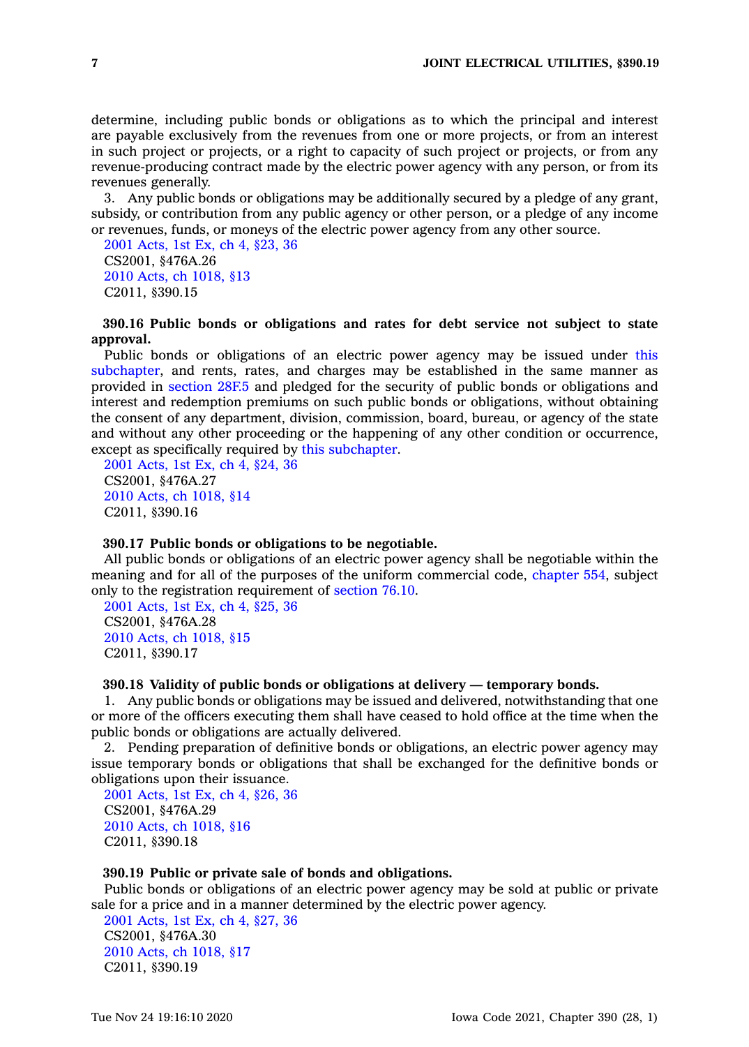determine, including public bonds or obligations as to which the principal and interest are payable exclusively from the revenues from one or more projects, or from an interest in such project or projects, or a right to capacity of such project or projects, or from any revenue-producing contract made by the electric power agency with any person, or from its revenues generally.

3. Any public bonds or obligations may be additionally secured by a pledge of any grant, subsidy, or contribution from any public agency or other person, or a pledge of any income or revenues, funds, or moneys of the electric power agency from any other source.

2001 Acts, 1st Ex, ch 4, §23, 36
CS2001, §476A.26
2010 Acts, ch 1018, §13
C2011, §390.15

**390.16 Public bonds or obligations and rates for debt service not subject to state approval.**

Public bonds or obligations of an electric power agency may be issued under this subchapter, and rents, rates, and charges may be established in the same manner as provided in section 28F.5 and pledged for the security of public bonds or obligations and interest and redemption premiums on such public bonds or obligations, without obtaining the consent of any department, division, commission, board, bureau, or agency of the state and without any other proceeding or the happening of any other condition or occurrence, except as specifically required by this subchapter.

2001 Acts, 1st Ex, ch 4, §24, 36
CS2001, §476A.27
2010 Acts, ch 1018, §14
C2011, §390.16

**390.17 Public bonds or obligations to be negotiable.**

All public bonds or obligations of an electric power agency shall be negotiable within the meaning and for all of the purposes of the uniform commercial code, chapter 554, subject only to the registration requirement of section 76.10.

2001 Acts, 1st Ex, ch 4, §25, 36
CS2001, §476A.28
2010 Acts, ch 1018, §15
C2011, §390.17

**390.18 Validity of public bonds or obligations at delivery — temporary bonds.**

1. Any public bonds or obligations may be issued and delivered, notwithstanding that one or more of the officers executing them shall have ceased to hold office at the time when the public bonds or obligations are actually delivered.

2. Pending preparation of definitive bonds or obligations, an electric power agency may issue temporary bonds or obligations that shall be exchanged for the definitive bonds or obligations upon their issuance.

2001 Acts, 1st Ex, ch 4, §26, 36
CS2001, §476A.29
2010 Acts, ch 1018, §16
C2011, §390.18

**390.19 Public or private sale of bonds and obligations.**

Public bonds or obligations of an electric power agency may be sold at public or private sale for a price and in a manner determined by the electric power agency.

2001 Acts, 1st Ex, ch 4, §27, 36
CS2001, §476A.30
2010 Acts, ch 1018, §17
C2011, §390.19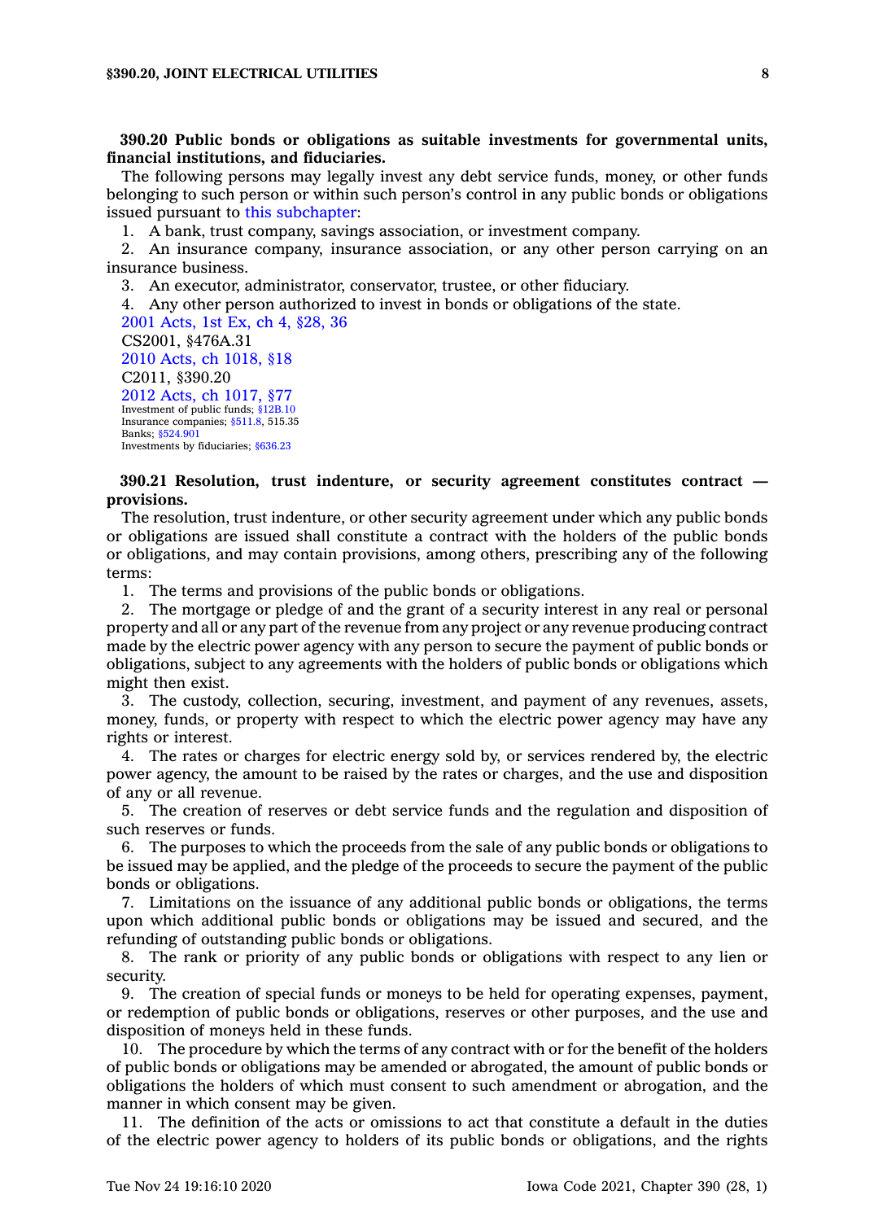**390.20 Public bonds or obligations as suitable investments for governmental units, financial institutions, and fiduciaries.**

The following persons may legally invest any debt service funds, money, or other funds belonging to such person or within such person's control in any public bonds or obligations issued pursuant to this subchapter:

1. A bank, trust company, savings association, or investment company.
2. An insurance company, insurance association, or any other person carrying on an insurance business.
3. An executor, administrator, conservator, trustee, or other fiduciary.
4. Any other person authorized to invest in bonds or obligations of the state.

2001 Acts, 1st Ex, ch 4, §28, 36
CS2001, §476A.31
2010 Acts, ch 1018, §18
C2011, §390.20
2012 Acts, ch 1017, §77
Investment of public funds; §12B.10
Insurance companies; §511.8, 515.35
Banks; §524.901
Investments by fiduciaries; §636.23

**390.21 Resolution, trust indenture, or security agreement constitutes contract — provisions.**

The resolution, trust indenture, or other security agreement under which any public bonds or obligations are issued shall constitute a contract with the holders of the public bonds or obligations, and may contain provisions, among others, prescribing any of the following terms:

1. The terms and provisions of the public bonds or obligations.
2. The mortgage or pledge of and the grant of a security interest in any real or personal property and all or any part of the revenue from any project or any revenue producing contract made by the electric power agency with any person to secure the payment of public bonds or obligations, subject to any agreements with the holders of public bonds or obligations which might then exist.
3. The custody, collection, securing, investment, and payment of any revenues, assets, money, funds, or property with respect to which the electric power agency may have any rights or interest.
4. The rates or charges for electric energy sold by, or services rendered by, the electric power agency, the amount to be raised by the rates or charges, and the use and disposition of any or all revenue.
5. The creation of reserves or debt service funds and the regulation and disposition of such reserves or funds.
6. The purposes to which the proceeds from the sale of any public bonds or obligations to be issued may be applied, and the pledge of the proceeds to secure the payment of the public bonds or obligations.
7. Limitations on the issuance of any additional public bonds or obligations, the terms upon which additional public bonds or obligations may be issued and secured, and the refunding of outstanding public bonds or obligations.
8. The rank or priority of any public bonds or obligations with respect to any lien or security.
9. The creation of special funds or moneys to be held for operating expenses, payment, or redemption of public bonds or obligations, reserves or other purposes, and the use and disposition of moneys held in these funds.
10. The procedure by which the terms of any contract with or for the benefit of the holders of public bonds or obligations may be amended or abrogated, the amount of public bonds or obligations the holders of which must consent to such amendment or abrogation, and the manner in which consent may be given.
11. The definition of the acts or omissions to act that constitute a default in the duties of the electric power agency to holders of its public bonds or obligations, and the rights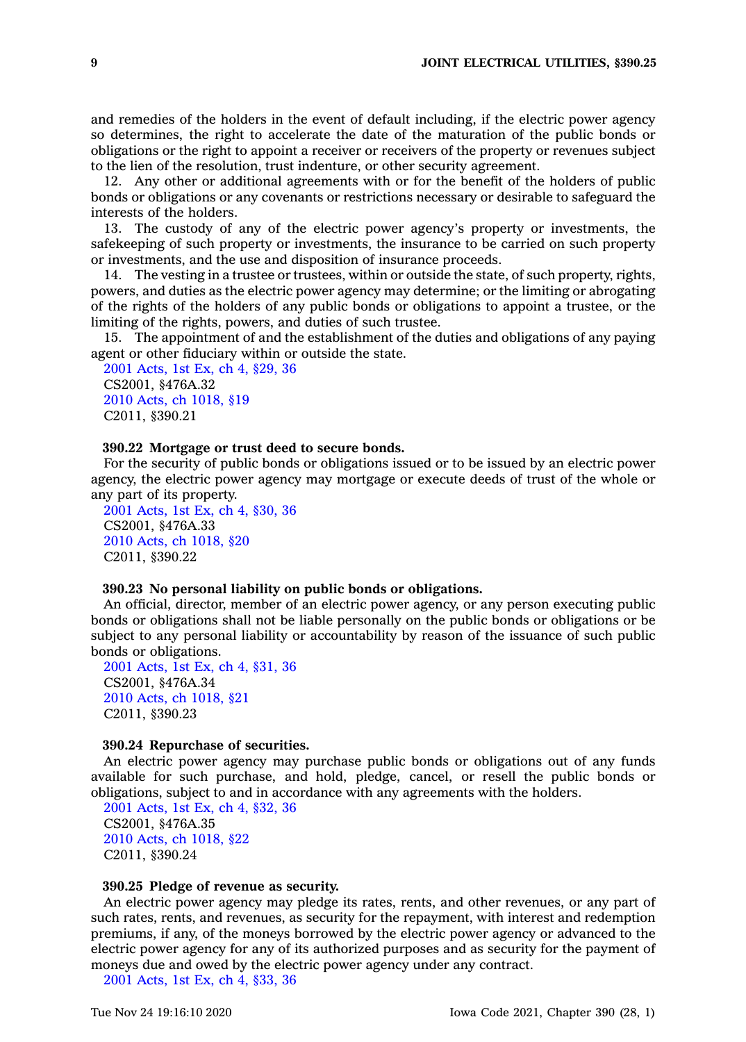and remedies of the holders in the event of default including, if the electric power agency so determines, the right to accelerate the date of the maturation of the public bonds or obligations or the right to appoint a receiver or receivers of the property or revenues subject to the lien of the resolution, trust indenture, or other security agreement.

12. Any other or additional agreements with or for the benefit of the holders of public bonds or obligations or any covenants or restrictions necessary or desirable to safeguard the interests of the holders.

13. The custody of any of the electric power agency's property or investments, the safekeeping of such property or investments, the insurance to be carried on such property or investments, and the use and disposition of insurance proceeds.

14. The vesting in a trustee or trustees, within or outside the state, of such property, rights, powers, and duties as the electric power agency may determine; or the limiting or abrogating of the rights of the holders of any public bonds or obligations to appoint a trustee, or the limiting of the rights, powers, and duties of such trustee.

15. The appointment of and the establishment of the duties and obligations of any paying agent or other fiduciary within or outside the state.

2001 Acts, 1st Ex, ch 4, §29, 36
CS2001, §476A.32
2010 Acts, ch 1018, §19
C2011, §390.21

**390.22 Mortgage or trust deed to secure bonds.**

For the security of public bonds or obligations issued or to be issued by an electric power agency, the electric power agency may mortgage or execute deeds of trust of the whole or any part of its property.

2001 Acts, 1st Ex, ch 4, §30, 36
CS2001, §476A.33
2010 Acts, ch 1018, §20
C2011, §390.22

**390.23 No personal liability on public bonds or obligations.**

An official, director, member of an electric power agency, or any person executing public bonds or obligations shall not be liable personally on the public bonds or obligations or be subject to any personal liability or accountability by reason of the issuance of such public bonds or obligations.

2001 Acts, 1st Ex, ch 4, §31, 36
CS2001, §476A.34
2010 Acts, ch 1018, §21
C2011, §390.23

**390.24 Repurchase of securities.**

An electric power agency may purchase public bonds or obligations out of any funds available for such purchase, and hold, pledge, cancel, or resell the public bonds or obligations, subject to and in accordance with any agreements with the holders.

2001 Acts, 1st Ex, ch 4, §32, 36
CS2001, §476A.35
2010 Acts, ch 1018, §22
C2011, §390.24

**390.25 Pledge of revenue as security.**

An electric power agency may pledge its rates, rents, and other revenues, or any part of such rates, rents, and revenues, as security for the repayment, with interest and redemption premiums, if any, of the moneys borrowed by the electric power agency or advanced to the electric power agency for any of its authorized purposes and as security for the payment of moneys due and owed by the electric power agency under any contract.

2001 Acts, 1st Ex, ch 4, §33, 36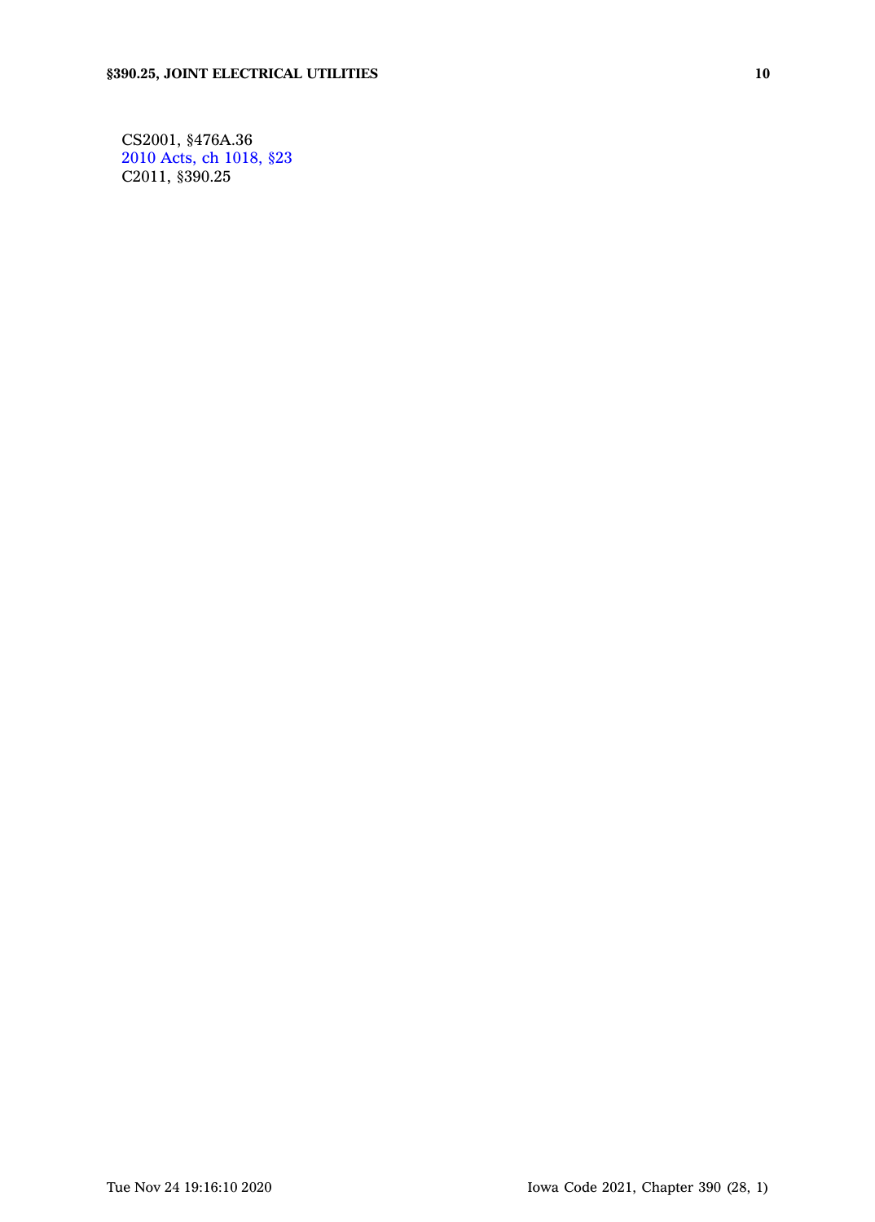CS2001, §476A.36
2010 Acts, ch 1018, §23
C2011, §390.25